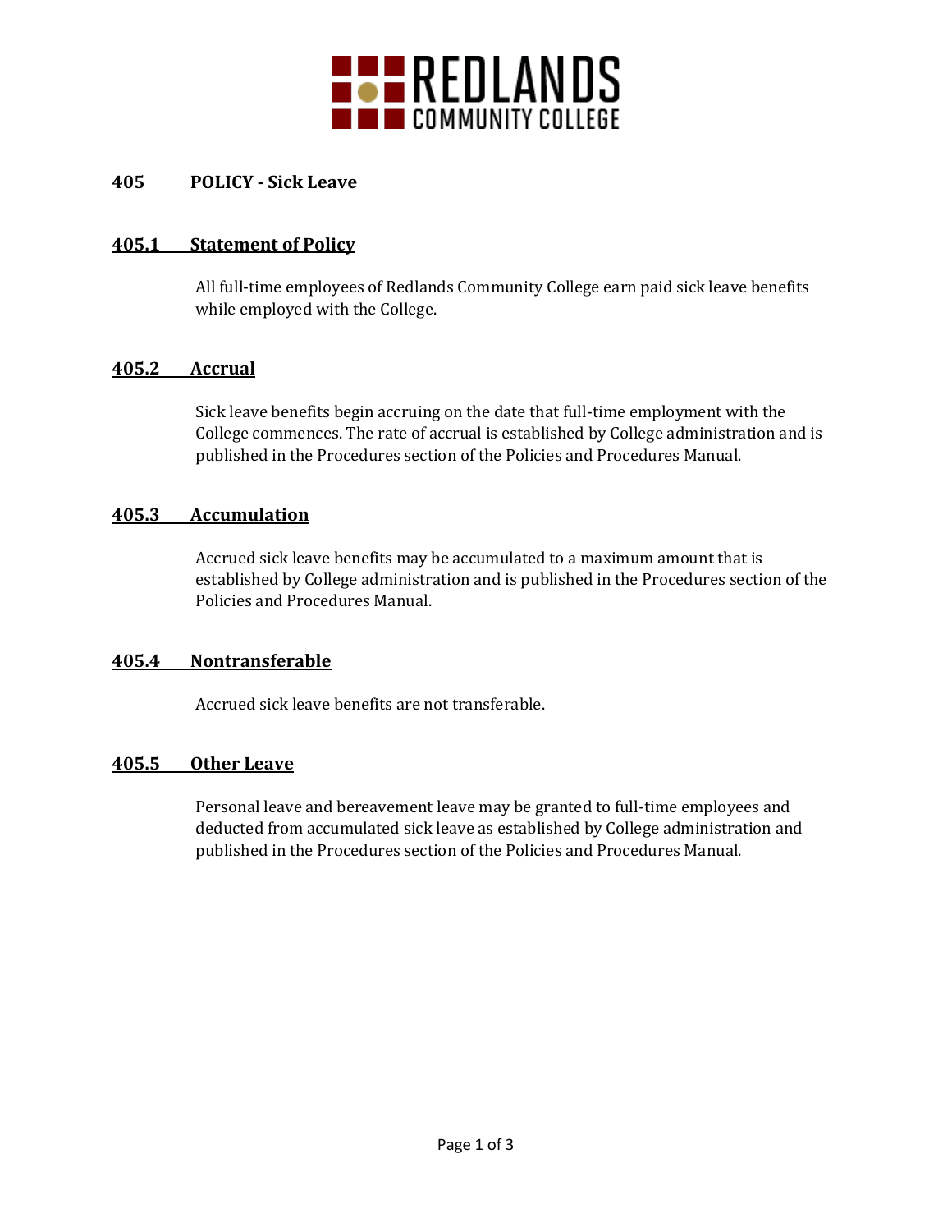REDLANDS COMMUNITY COLLEGE

# 405 POLICY - Sick Leave

## 405.1 Statement of Policy

All full-time employees of Redlands Community College earn paid sick leave benefits while employed with the College.

## 405.2 Accrual

Sick leave benefits begin accruing on the date that full-time employment with the College commences. The rate of accrual is established by College administration and is published in the Procedures section of the Policies and Procedures Manual.

## 405.3 Accumulation

Accrued sick leave benefits may be accumulated to a maximum amount that is established by College administration and is published in the Procedures section of the Policies and Procedures Manual.

## 405.4 Nontransferable

Accrued sick leave benefits are not transferable.

## 405.5 Other Leave

Personal leave and bereavement leave may be granted to full-time employees and deducted from accumulated sick leave as established by College administration and published in the Procedures section of the Policies and Procedures Manual.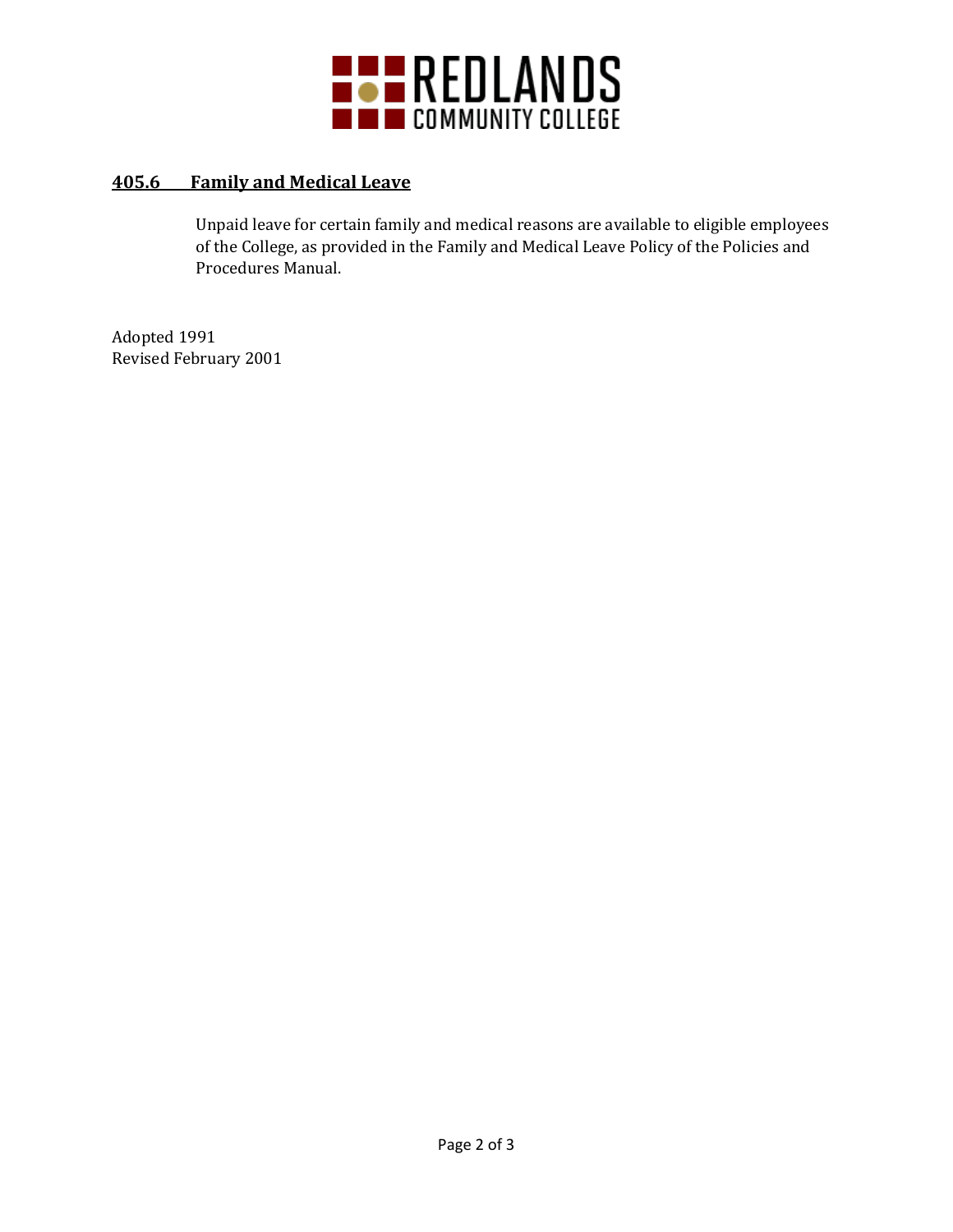## 405.6 Family and Medical Leave

Unpaid leave for certain family and medical reasons are available to eligible employees of the College, as provided in the Family and Medical Leave Policy of the Policies and Procedures Manual.

Adopted 1991
Revised February 2001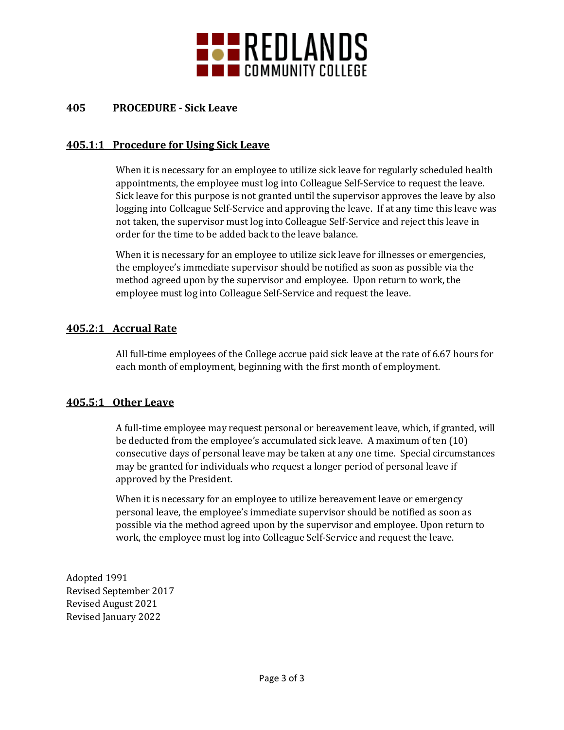REDLANDS COMMUNITY COLLEGE

## 405 PROCEDURE - Sick Leave

### 405.1:1 Procedure for Using Sick Leave

When it is necessary for an employee to utilize sick leave for regularly scheduled health appointments, the employee must log into Colleague Self-Service to request the leave. Sick leave for this purpose is not granted until the supervisor approves the leave by also logging into Colleague Self-Service and approving the leave. If at any time this leave was not taken, the supervisor must log into Colleague Self-Service and reject this leave in order for the time to be added back to the leave balance.

When it is necessary for an employee to utilize sick leave for illnesses or emergencies, the employee's immediate supervisor should be notified as soon as possible via the method agreed upon by the supervisor and employee. Upon return to work, the employee must log into Colleague Self-Service and request the leave.

### 405.2:1 Accrual Rate

All full-time employees of the College accrue paid sick leave at the rate of 6.67 hours for each month of employment, beginning with the first month of employment.

### 405.5:1 Other Leave

A full-time employee may request personal or bereavement leave, which, if granted, will be deducted from the employee's accumulated sick leave. A maximum of ten (10) consecutive days of personal leave may be taken at any one time. Special circumstances may be granted for individuals who request a longer period of personal leave if approved by the President.

When it is necessary for an employee to utilize bereavement leave or emergency personal leave, the employee's immediate supervisor should be notified as soon as possible via the method agreed upon by the supervisor and employee. Upon return to work, the employee must log into Colleague Self-Service and request the leave.

Adopted 1991
Revised September 2017
Revised August 2021
Revised January 2022